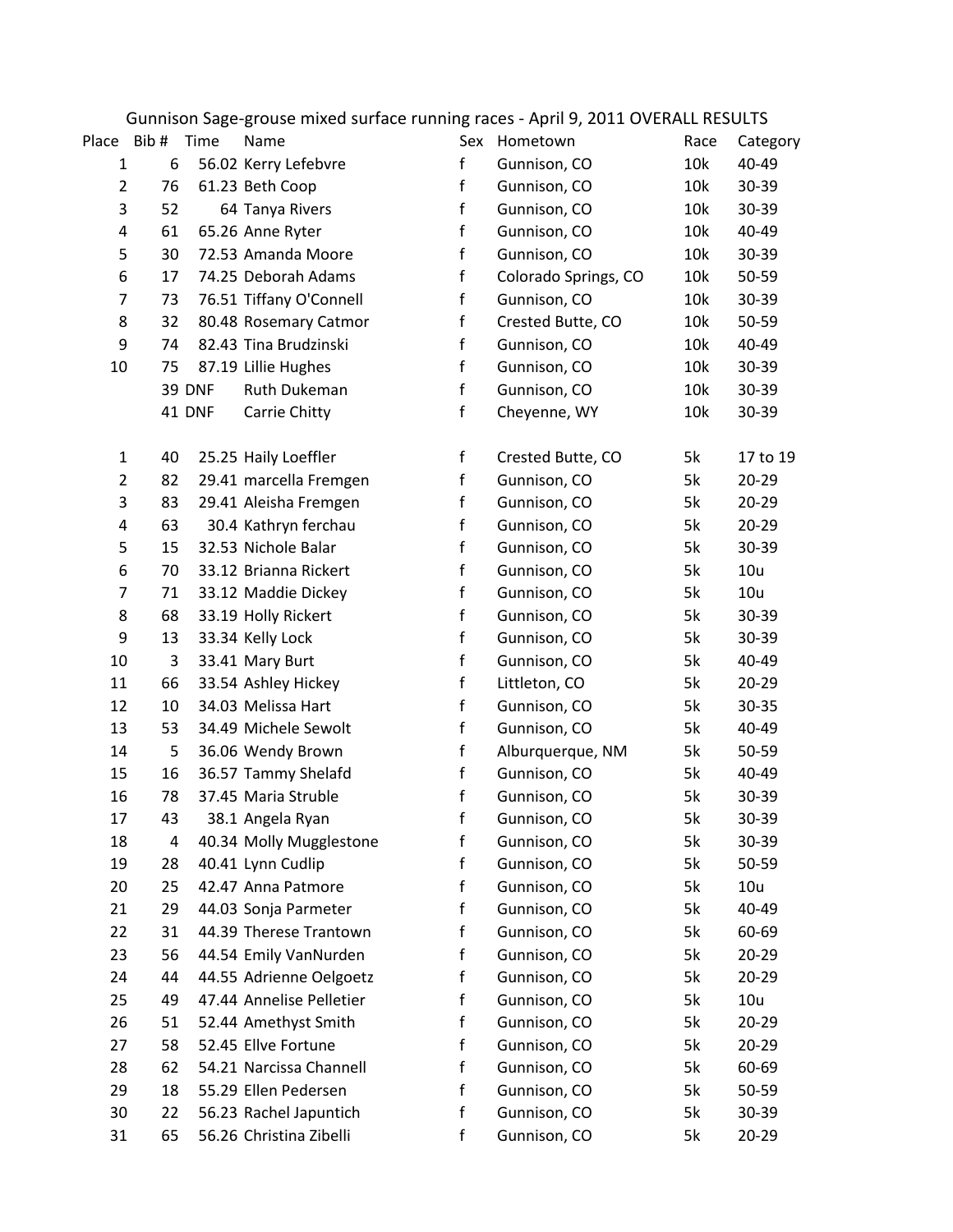# Gunnison Sage-grouse mixed surface running races - April 9, 2011 OVERALL RESULTS

| Place | Bib # | Time | Name | Sex | Hometown | Race | Category |
|---|---|---|---|---|---|---|---|
| 1 | 6 | 56.02 | Kerry Lefebvre | f | Gunnison, CO | 10k | 40-49 |
| 2 | 76 | 61.23 | Beth Coop | f | Gunnison, CO | 10k | 30-39 |
| 3 | 52 | 64 | Tanya Rivers | f | Gunnison, CO | 10k | 30-39 |
| 4 | 61 | 65.26 | Anne Ryter | f | Gunnison, CO | 10k | 40-49 |
| 5 | 30 | 72.53 | Amanda Moore | f | Gunnison, CO | 10k | 30-39 |
| 6 | 17 | 74.25 | Deborah Adams | f | Colorado Springs, CO | 10k | 50-59 |
| 7 | 73 | 76.51 | Tiffany O'Connell | f | Gunnison, CO | 10k | 30-39 |
| 8 | 32 | 80.48 | Rosemary Catmor | f | Crested Butte, CO | 10k | 50-59 |
| 9 | 74 | 82.43 | Tina Brudzinski | f | Gunnison, CO | 10k | 40-49 |
| 10 | 75 | 87.19 | Lillie Hughes | f | Gunnison, CO | 10k | 30-39 |
| | 39 | DNF | Ruth Dukeman | f | Gunnison, CO | 10k | 30-39 |
| | 41 | DNF | Carrie Chitty | f | Cheyenne, WY | 10k | 30-39 |
| | | | | | | | |
| 1 | 40 | 25.25 | Haily Loeffler | f | Crested Butte, CO | 5k | 17 to 19 |
| 2 | 82 | 29.41 | marcella Fremgen | f | Gunnison, CO | 5k | 20-29 |
| 3 | 83 | 29.41 | Aleisha Fremgen | f | Gunnison, CO | 5k | 20-29 |
| 4 | 63 | 30.4 | Kathryn ferchau | f | Gunnison, CO | 5k | 20-29 |
| 5 | 15 | 32.53 | Nichole Balar | f | Gunnison, CO | 5k | 30-39 |
| 6 | 70 | 33.12 | Brianna Rickert | f | Gunnison, CO | 5k | 10u |
| 7 | 71 | 33.12 | Maddie Dickey | f | Gunnison, CO | 5k | 10u |
| 8 | 68 | 33.19 | Holly Rickert | f | Gunnison, CO | 5k | 30-39 |
| 9 | 13 | 33.34 | Kelly Lock | f | Gunnison, CO | 5k | 30-39 |
| 10 | 3 | 33.41 | Mary Burt | f | Gunnison, CO | 5k | 40-49 |
| 11 | 66 | 33.54 | Ashley Hickey | f | Littleton, CO | 5k | 20-29 |
| 12 | 10 | 34.03 | Melissa Hart | f | Gunnison, CO | 5k | 30-35 |
| 13 | 53 | 34.49 | Michele Sewolt | f | Gunnison, CO | 5k | 40-49 |
| 14 | 5 | 36.06 | Wendy Brown | f | Alburquerque, NM | 5k | 50-59 |
| 15 | 16 | 36.57 | Tammy Shelafd | f | Gunnison, CO | 5k | 40-49 |
| 16 | 78 | 37.45 | Maria Struble | f | Gunnison, CO | 5k | 30-39 |
| 17 | 43 | 38.1 | Angela Ryan | f | Gunnison, CO | 5k | 30-39 |
| 18 | 4 | 40.34 | Molly Mugglestone | f | Gunnison, CO | 5k | 30-39 |
| 19 | 28 | 40.41 | Lynn Cudlip | f | Gunnison, CO | 5k | 50-59 |
| 20 | 25 | 42.47 | Anna Patmore | f | Gunnison, CO | 5k | 10u |
| 21 | 29 | 44.03 | Sonja Parmeter | f | Gunnison, CO | 5k | 40-49 |
| 22 | 31 | 44.39 | Therese Trantown | f | Gunnison, CO | 5k | 60-69 |
| 23 | 56 | 44.54 | Emily VanNurden | f | Gunnison, CO | 5k | 20-29 |
| 24 | 44 | 44.55 | Adrienne Oelgoetz | f | Gunnison, CO | 5k | 20-29 |
| 25 | 49 | 47.44 | Annelise Pelletier | f | Gunnison, CO | 5k | 10u |
| 26 | 51 | 52.44 | Amethyst Smith | f | Gunnison, CO | 5k | 20-29 |
| 27 | 58 | 52.45 | Ellve Fortune | f | Gunnison, CO | 5k | 20-29 |
| 28 | 62 | 54.21 | Narcissa Channell | f | Gunnison, CO | 5k | 60-69 |
| 29 | 18 | 55.29 | Ellen Pedersen | f | Gunnison, CO | 5k | 50-59 |
| 30 | 22 | 56.23 | Rachel Japuntich | f | Gunnison, CO | 5k | 30-39 |
| 31 | 65 | 56.26 | Christina Zibelli | f | Gunnison, CO | 5k | 20-29 |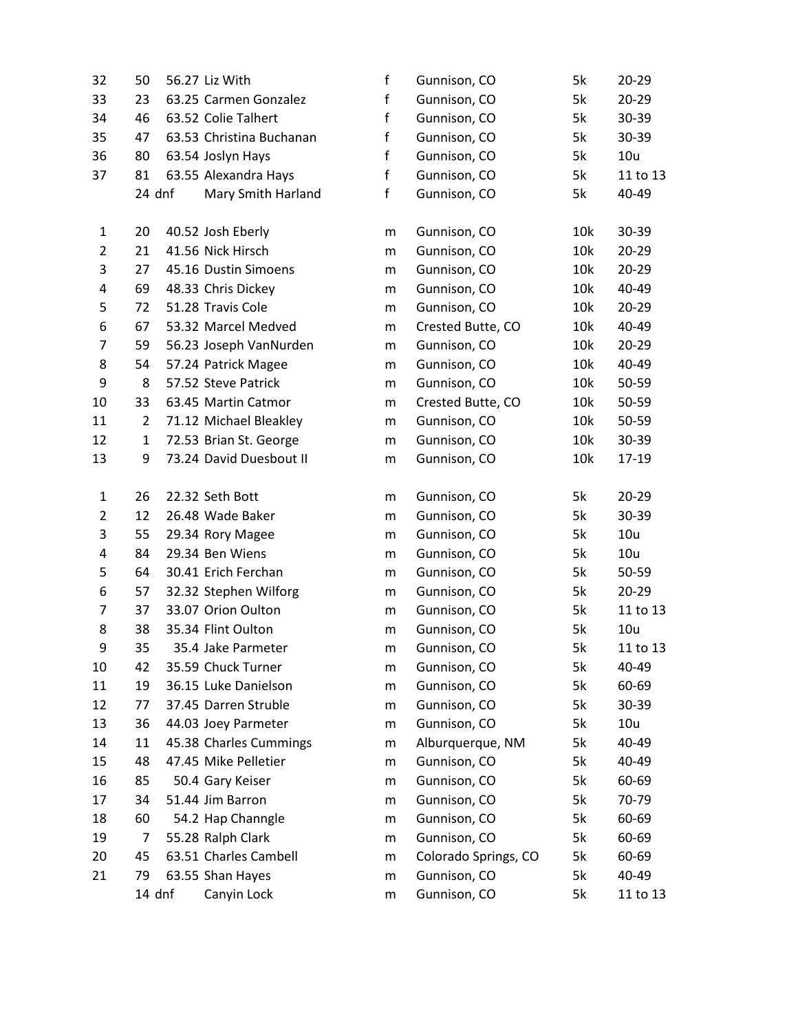| | | | | | | | |
|---|---|---|---|---|---|---|---|
| 32 | 50 | 56.27 | Liz With | f | Gunnison, CO | 5k | 20-29 |
| 33 | 23 | 63.25 | Carmen Gonzalez | f | Gunnison, CO | 5k | 20-29 |
| 34 | 46 | 63.52 | Colie Talhert | f | Gunnison, CO | 5k | 30-39 |
| 35 | 47 | 63.53 | Christina Buchanan | f | Gunnison, CO | 5k | 30-39 |
| 36 | 80 | 63.54 | Joslyn Hays | f | Gunnison, CO | 5k | 10u |
| 37 | 81 | 63.55 | Alexandra Hays | f | Gunnison, CO | 5k | 11 to 13 |
| | 24 | dnf | Mary Smith Harland | f | Gunnison, CO | 5k | 40-49 |

| | | | | | | | |
|---|---|---|---|---|---|---|---|
| 1 | 20 | 40.52 | Josh Eberly | m | Gunnison, CO | 10k | 30-39 |
| 2 | 21 | 41.56 | Nick Hirsch | m | Gunnison, CO | 10k | 20-29 |
| 3 | 27 | 45.16 | Dustin Simoens | m | Gunnison, CO | 10k | 20-29 |
| 4 | 69 | 48.33 | Chris Dickey | m | Gunnison, CO | 10k | 40-49 |
| 5 | 72 | 51.28 | Travis Cole | m | Gunnison, CO | 10k | 20-29 |
| 6 | 67 | 53.32 | Marcel Medved | m | Crested Butte, CO | 10k | 40-49 |
| 7 | 59 | 56.23 | Joseph VanNurden | m | Gunnison, CO | 10k | 20-29 |
| 8 | 54 | 57.24 | Patrick Magee | m | Gunnison, CO | 10k | 40-49 |
| 9 | 8 | 57.52 | Steve Patrick | m | Gunnison, CO | 10k | 50-59 |
| 10 | 33 | 63.45 | Martin Catmor | m | Crested Butte, CO | 10k | 50-59 |
| 11 | 2 | 71.12 | Michael Bleakley | m | Gunnison, CO | 10k | 50-59 |
| 12 | 1 | 72.53 | Brian St. George | m | Gunnison, CO | 10k | 30-39 |
| 13 | 9 | 73.24 | David Duesbout II | m | Gunnison, CO | 10k | 17-19 |

| | | | | | | | |
|---|---|---|---|---|---|---|---|
| 1 | 26 | 22.32 | Seth Bott | m | Gunnison, CO | 5k | 20-29 |
| 2 | 12 | 26.48 | Wade Baker | m | Gunnison, CO | 5k | 30-39 |
| 3 | 55 | 29.34 | Rory Magee | m | Gunnison, CO | 5k | 10u |
| 4 | 84 | 29.34 | Ben Wiens | m | Gunnison, CO | 5k | 10u |
| 5 | 64 | 30.41 | Erich Ferchan | m | Gunnison, CO | 5k | 50-59 |
| 6 | 57 | 32.32 | Stephen Wilforg | m | Gunnison, CO | 5k | 20-29 |
| 7 | 37 | 33.07 | Orion Oulton | m | Gunnison, CO | 5k | 11 to 13 |
| 8 | 38 | 35.34 | Flint Oulton | m | Gunnison, CO | 5k | 10u |
| 9 | 35 | 35.4 | Jake Parmeter | m | Gunnison, CO | 5k | 11 to 13 |
| 10 | 42 | 35.59 | Chuck Turner | m | Gunnison, CO | 5k | 40-49 |
| 11 | 19 | 36.15 | Luke Danielson | m | Gunnison, CO | 5k | 60-69 |
| 12 | 77 | 37.45 | Darren Struble | m | Gunnison, CO | 5k | 30-39 |
| 13 | 36 | 44.03 | Joey Parmeter | m | Gunnison, CO | 5k | 10u |
| 14 | 11 | 45.38 | Charles Cummings | m | Alburquerque, NM | 5k | 40-49 |
| 15 | 48 | 47.45 | Mike Pelletier | m | Gunnison, CO | 5k | 40-49 |
| 16 | 85 | 50.4 | Gary Keiser | m | Gunnison, CO | 5k | 60-69 |
| 17 | 34 | 51.44 | Jim Barron | m | Gunnison, CO | 5k | 70-79 |
| 18 | 60 | 54.2 | Hap Channgle | m | Gunnison, CO | 5k | 60-69 |
| 19 | 7 | 55.28 | Ralph Clark | m | Gunnison, CO | 5k | 60-69 |
| 20 | 45 | 63.51 | Charles Cambell | m | Colorado Springs, CO | 5k | 60-69 |
| 21 | 79 | 63.55 | Shan Hayes | m | Gunnison, CO | 5k | 40-49 |
| | 14 | dnf | Canyin Lock | m | Gunnison, CO | 5k | 11 to 13 |